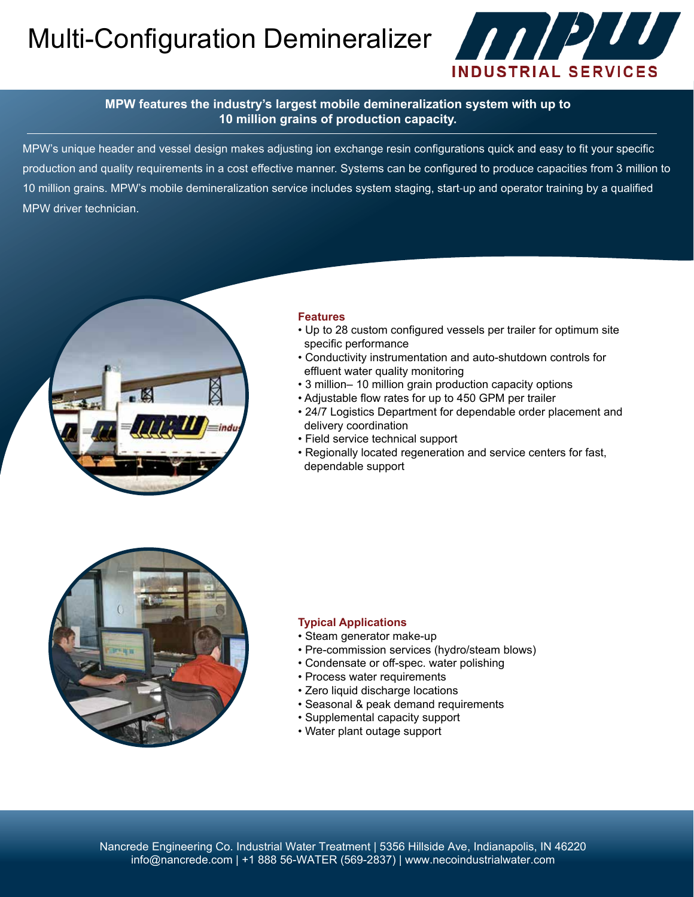# Multi-Configuration Demineralizer

MPW INDUSTRIAL SERVICES

**MPW features the industry's largest mobile demineralization system with up to 10 million grains of production capacity.**

MPW's unique header and vessel design makes adjusting ion exchange resin configurations quick and easy to fit your specific production and quality requirements in a cost effective manner. Systems can be configured to produce capacities from 3 million to 10 million grains. MPW's mobile demineralization service includes system staging, start-up and operator training by a qualified MPW driver technician.

### Features

- Up to 28 custom configured vessels per trailer for optimum site specific performance
- Conductivity instrumentation and auto-shutdown controls for effluent water quality monitoring
- 3 million– 10 million grain production capacity options
- Adjustable flow rates for up to 450 GPM per trailer
- 24/7 Logistics Department for dependable order placement and delivery coordination
- Field service technical support
- Regionally located regeneration and service centers for fast, dependable support

### Typical Applications

- Steam generator make-up
- Pre-commission services (hydro/steam blows)
- Condensate or off-spec. water polishing
- Process water requirements
- Zero liquid discharge locations
- Seasonal & peak demand requirements
- Supplemental capacity support
- Water plant outage support

Nancrede Engineering Co. Industrial Water Treatment | 5356 Hillside Ave, Indianapolis, IN 46220
info@nancrede.com | +1 888 56-WATER (569-2837) | www.necoindustrialwater.com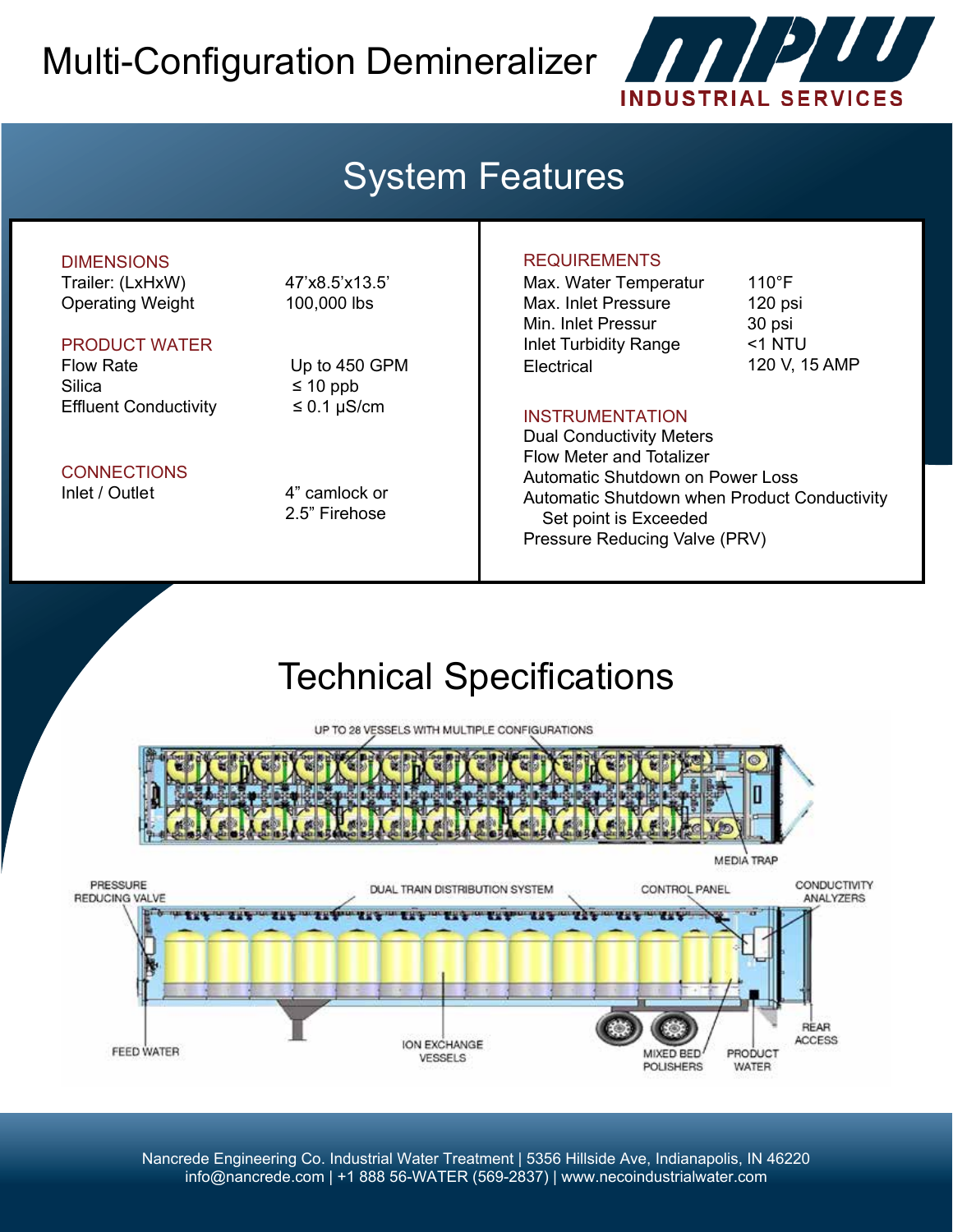# Multi-Configuration Demineralizer

MPW INDUSTRIAL SERVICES

## System Features

**DIMENSIONS**

| | |
|---|---|
| Trailer: (LxHxW) | 47'x8.5'x13.5' |
| Operating Weight | 100,000 lbs |

**PRODUCT WATER**

| | |
|---|---|
| Flow Rate | Up to 450 GPM |
| Silica | ≤ 10 ppb |
| Effluent Conductivity | ≤ 0.1 µS/cm |

**CONNECTIONS**

| | |
|---|---|
| Inlet / Outlet | 4" camlock or 2.5" Firehose |

**REQUIREMENTS**

| | |
|---|---|
| Max. Water Temperatur | 110°F |
| Max. Inlet Pressure | 120 psi |
| Min. Inlet Pressur | 30 psi |
| Inlet Turbidity Range | <1 NTU |
| Electrical | 120 V, 15 AMP |

**INSTRUMENTATION**

Dual Conductivity Meters
Flow Meter and Totalizer
Automatic Shutdown on Power Loss
Automatic Shutdown when Product Conductivity Set point is Exceeded
Pressure Reducing Valve (PRV)

## Technical Specifications

UP TO 28 VESSELS WITH MULTIPLE CONFIGURATIONS
MEDIA TRAP
PRESSURE REDUCING VALVE
DUAL TRAIN DISTRIBUTION SYSTEM
CONTROL PANEL
CONDUCTIVITY ANALYZERS
REAR ACCESS
FEED WATER
ION EXCHANGE VESSELS
MIXED BED POLISHERS
PRODUCT WATER

Nancrede Engineering Co. Industrial Water Treatment | 5356 Hillside Ave, Indianapolis, IN 46220
info@nancrede.com | +1 888 56-WATER (569-2837) | www.necoindustrialwater.com